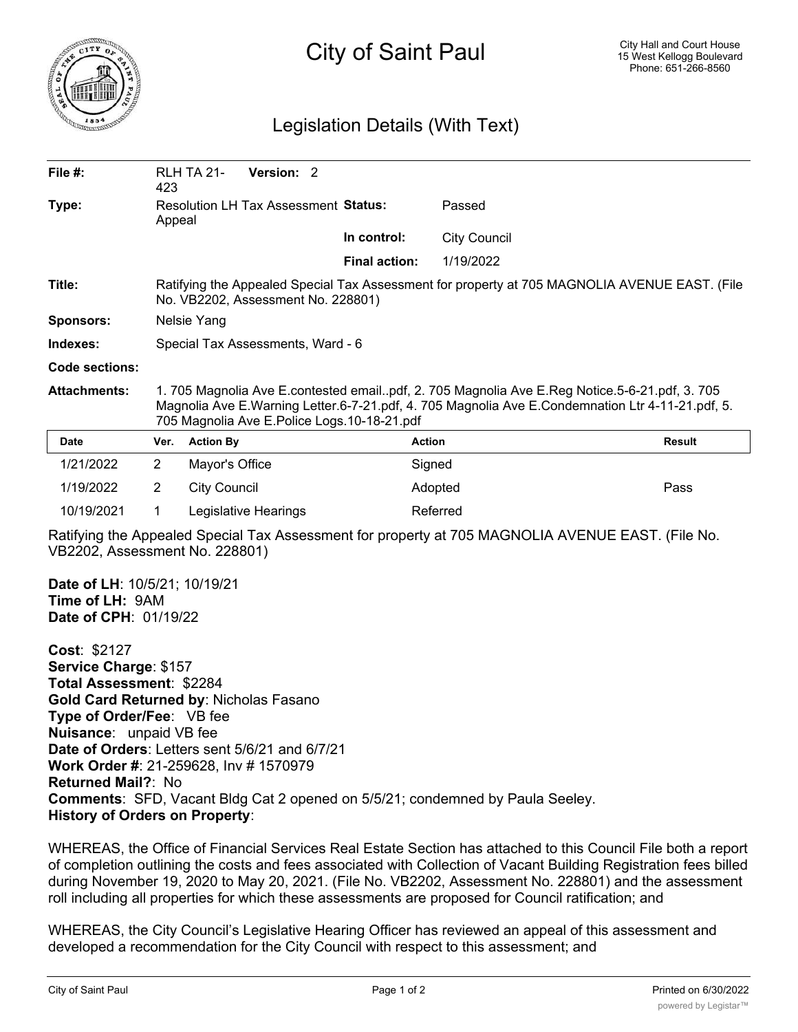# City of Saint Paul

City Hall and Court House
15 West Kellogg Boulevard
Phone: 651-266-8560

## Legislation Details (With Text)

| | | | |
|---|---|---|---|
| **File #:** | RLH TA 21-423 **Version:** 2 | | |
| **Type:** | Resolution LH Tax Assessment Appeal | **Status:** | Passed |
| | | **In control:** | City Council |
| | | **Final action:** | 1/19/2022 |
| **Title:** | Ratifying the Appealed Special Tax Assessment for property at 705 MAGNOLIA AVENUE EAST. (File No. VB2202, Assessment No. 228801) | | |
| **Sponsors:** | Nelsie Yang | | |
| **Indexes:** | Special Tax Assessments, Ward - 6 | | |
| **Code sections:** | | | |
| **Attachments:** | 1. 705 Magnolia Ave E.contested email..pdf, 2. 705 Magnolia Ave E.Reg Notice.5-6-21.pdf, 3. 705 Magnolia Ave E.Warning Letter.6-7-21.pdf, 4. 705 Magnolia Ave E.Condemnation Ltr 4-11-21.pdf, 5. 705 Magnolia Ave E.Police Logs.10-18-21.pdf | | |

| Date | Ver. | Action By | Action | Result |
|---|---|---|---|---|
| 1/21/2022 | 2 | Mayor's Office | Signed | |
| 1/19/2022 | 2 | City Council | Adopted | Pass |
| 10/19/2021 | 1 | Legislative Hearings | Referred | |

Ratifying the Appealed Special Tax Assessment for property at 705 MAGNOLIA AVENUE EAST. (File No. VB2202, Assessment No. 228801)

**Date of LH**: 10/5/21; 10/19/21
**Time of LH:** 9AM
**Date of CPH**: 01/19/22

**Cost**: $2127
**Service Charge**: $157
**Total Assessment**: $2284
**Gold Card Returned by**: Nicholas Fasano
**Type of Order/Fee**: VB fee
**Nuisance**: unpaid VB fee
**Date of Orders**: Letters sent 5/6/21 and 6/7/21
**Work Order #**: 21-259628, Inv # 1570979
**Returned Mail?**: No
**Comments**: SFD, Vacant Bldg Cat 2 opened on 5/5/21; condemned by Paula Seeley.
**History of Orders on Property**:

WHEREAS, the Office of Financial Services Real Estate Section has attached to this Council File both a report of completion outlining the costs and fees associated with Collection of Vacant Building Registration fees billed during November 19, 2020 to May 20, 2021. (File No. VB2202, Assessment No. 228801) and the assessment roll including all properties for which these assessments are proposed for Council ratification; and

WHEREAS, the City Council's Legislative Hearing Officer has reviewed an appeal of this assessment and developed a recommendation for the City Council with respect to this assessment; and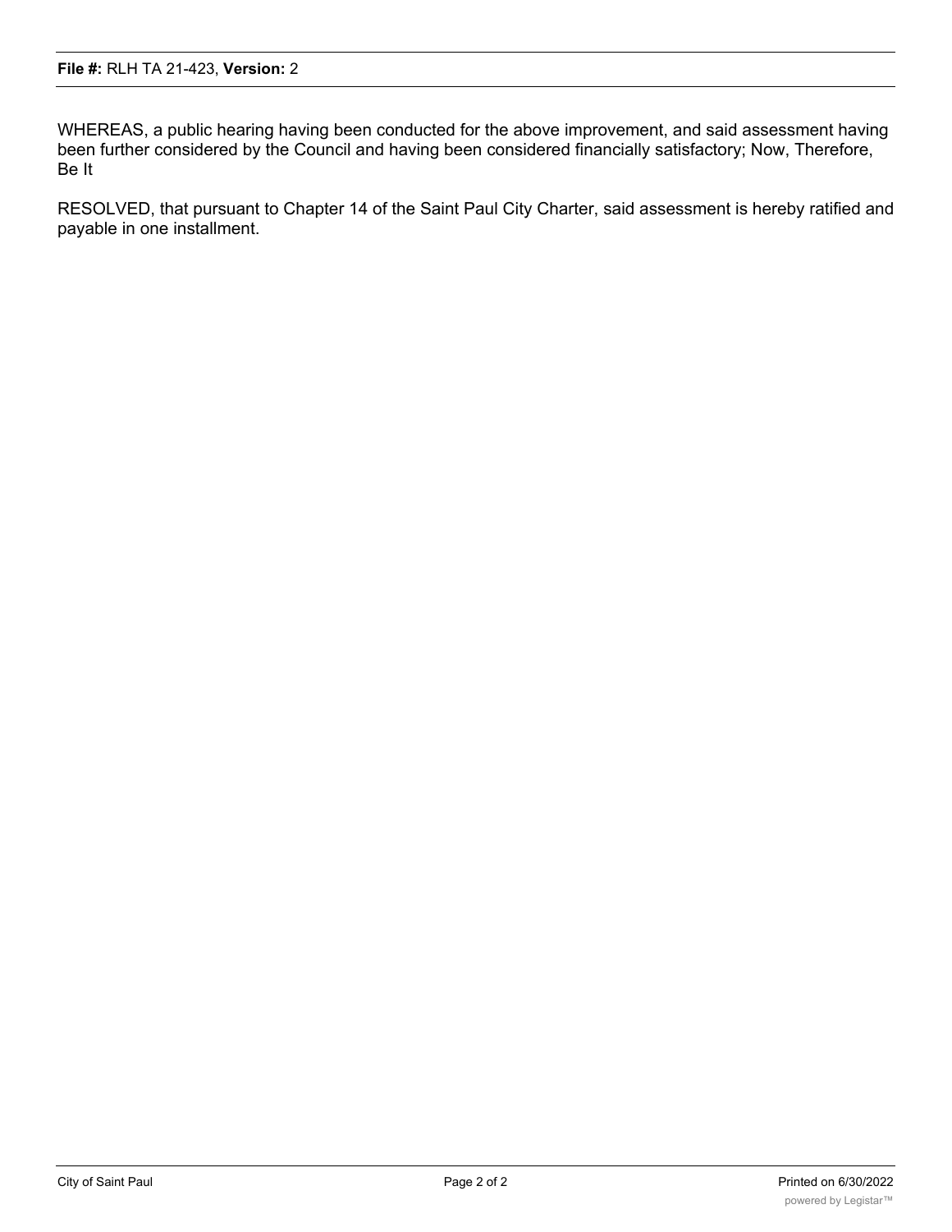WHEREAS, a public hearing having been conducted for the above improvement, and said assessment having been further considered by the Council and having been considered financially satisfactory; Now, Therefore, Be It

RESOLVED, that pursuant to Chapter 14 of the Saint Paul City Charter, said assessment is hereby ratified and payable in one installment.